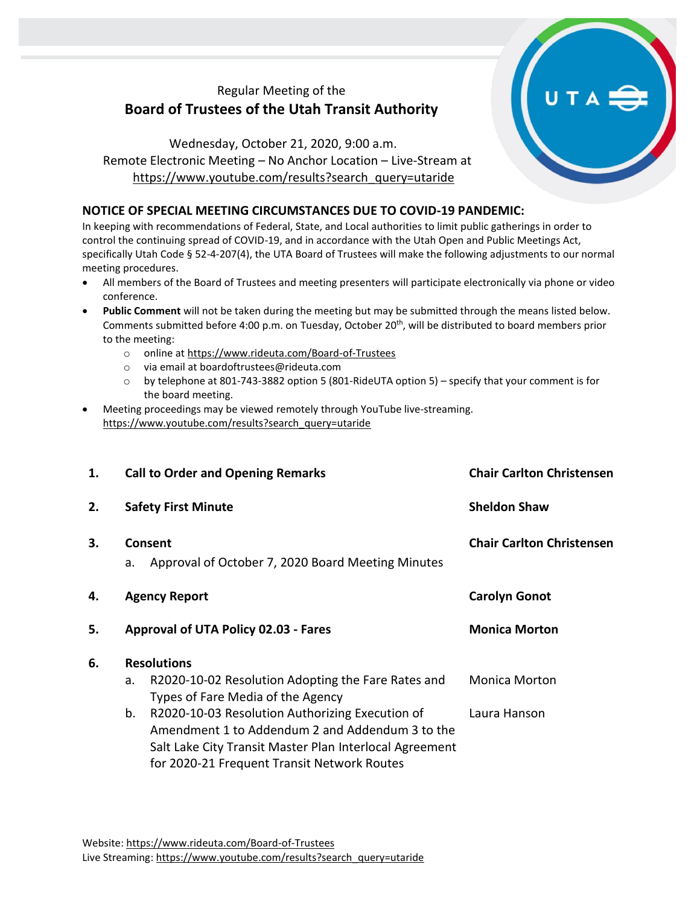Regular Meeting of the

# Board of Trustees of the Utah Transit Authority

Wednesday, October 21, 2020, 9:00 a.m.
Remote Electronic Meeting – No Anchor Location – Live-Stream at
https://www.youtube.com/results?search_query=utaride

## NOTICE OF SPECIAL MEETING CIRCUMSTANCES DUE TO COVID-19 PANDEMIC:

In keeping with recommendations of Federal, State, and Local authorities to limit public gatherings in order to control the continuing spread of COVID-19, and in accordance with the Utah Open and Public Meetings Act, specifically Utah Code § 52-4-207(4), the UTA Board of Trustees will make the following adjustments to our normal meeting procedures.

- All members of the Board of Trustees and meeting presenters will participate electronically via phone or video conference.
- **Public Comment** will not be taken during the meeting but may be submitted through the means listed below. Comments submitted before 4:00 p.m. on Tuesday, October 20th, will be distributed to board members prior to the meeting:
  - online at https://www.rideuta.com/Board-of-Trustees
  - via email at boardoftrustees@rideuta.com
  - by telephone at 801-743-3882 option 5 (801-RideUTA option 5) – specify that your comment is for the board meeting.
- Meeting proceedings may be viewed remotely through YouTube live-streaming. https://www.youtube.com/results?search_query=utaride

| | | |
|---|---|---|
| **1.** | **Call to Order and Opening Remarks** | **Chair Carlton Christensen** |
| **2.** | **Safety First Minute** | **Sheldon Shaw** |
| **3.** | **Consent** | **Chair Carlton Christensen** |
| | a. Approval of October 7, 2020 Board Meeting Minutes | |
| **4.** | **Agency Report** | **Carolyn Gonot** |
| **5.** | **Approval of UTA Policy 02.03 - Fares** | **Monica Morton** |
| **6.** | **Resolutions** | |
| | a. R2020-10-02 Resolution Adopting the Fare Rates and Types of Fare Media of the Agency | Monica Morton |
| | b. R2020-10-03 Resolution Authorizing Execution of Amendment 1 to Addendum 2 and Addendum 3 to the Salt Lake City Transit Master Plan Interlocal Agreement for 2020-21 Frequent Transit Network Routes | Laura Hanson |

Website: https://www.rideuta.com/Board-of-Trustees
Live Streaming: https://www.youtube.com/results?search_query=utaride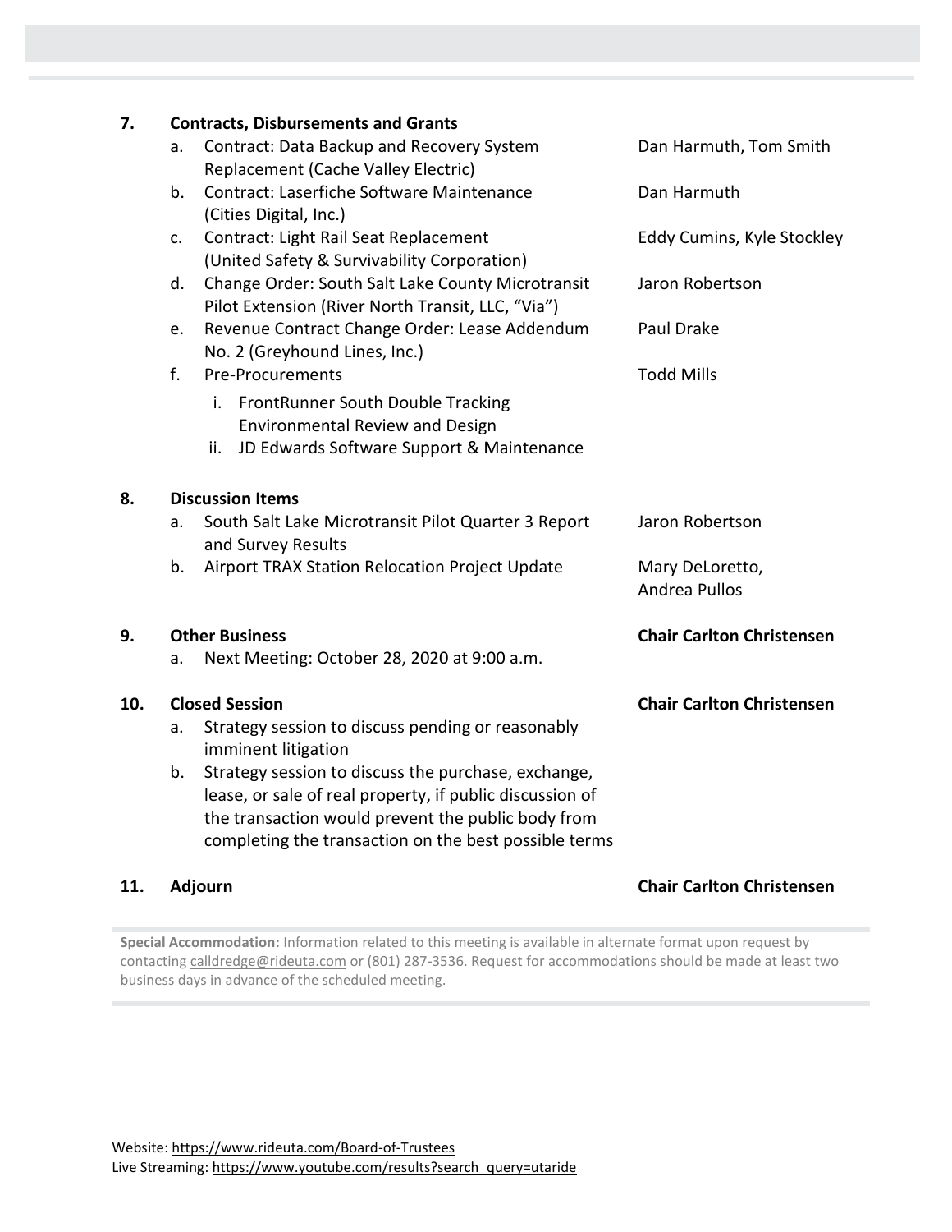**7. Contracts, Disbursements and Grants**

- a. Contract: Data Backup and Recovery System Replacement (Cache Valley Electric) — Dan Harmuth, Tom Smith
- b. Contract: Laserfiche Software Maintenance (Cities Digital, Inc.) — Dan Harmuth
- c. Contract: Light Rail Seat Replacement (United Safety & Survivability Corporation) — Eddy Cumins, Kyle Stockley
- d. Change Order: South Salt Lake County Microtransit Pilot Extension (River North Transit, LLC, "Via") — Jaron Robertson
- e. Revenue Contract Change Order: Lease Addendum No. 2 (Greyhound Lines, Inc.) — Paul Drake
- f. Pre-Procurements — Todd Mills
  - i. FrontRunner South Double Tracking Environmental Review and Design
  - ii. JD Edwards Software Support & Maintenance

**8. Discussion Items**

- a. South Salt Lake Microtransit Pilot Quarter 3 Report and Survey Results — Jaron Robertson
- b. Airport TRAX Station Relocation Project Update — Mary DeLoretto, Andrea Pullos

**9. Other Business** — **Chair Carlton Christensen**

- a. Next Meeting: October 28, 2020 at 9:00 a.m.

**10. Closed Session** — **Chair Carlton Christensen**

- a. Strategy session to discuss pending or reasonably imminent litigation
- b. Strategy session to discuss the purchase, exchange, lease, or sale of real property, if public discussion of the transaction would prevent the public body from completing the transaction on the best possible terms

**11. Adjourn** — **Chair Carlton Christensen**

**Special Accommodation:** Information related to this meeting is available in alternate format upon request by contacting calldredge@rideuta.com or (801) 287-3536. Request for accommodations should be made at least two business days in advance of the scheduled meeting.

Website: https://www.rideuta.com/Board-of-Trustees
Live Streaming: https://www.youtube.com/results?search_query=utaride